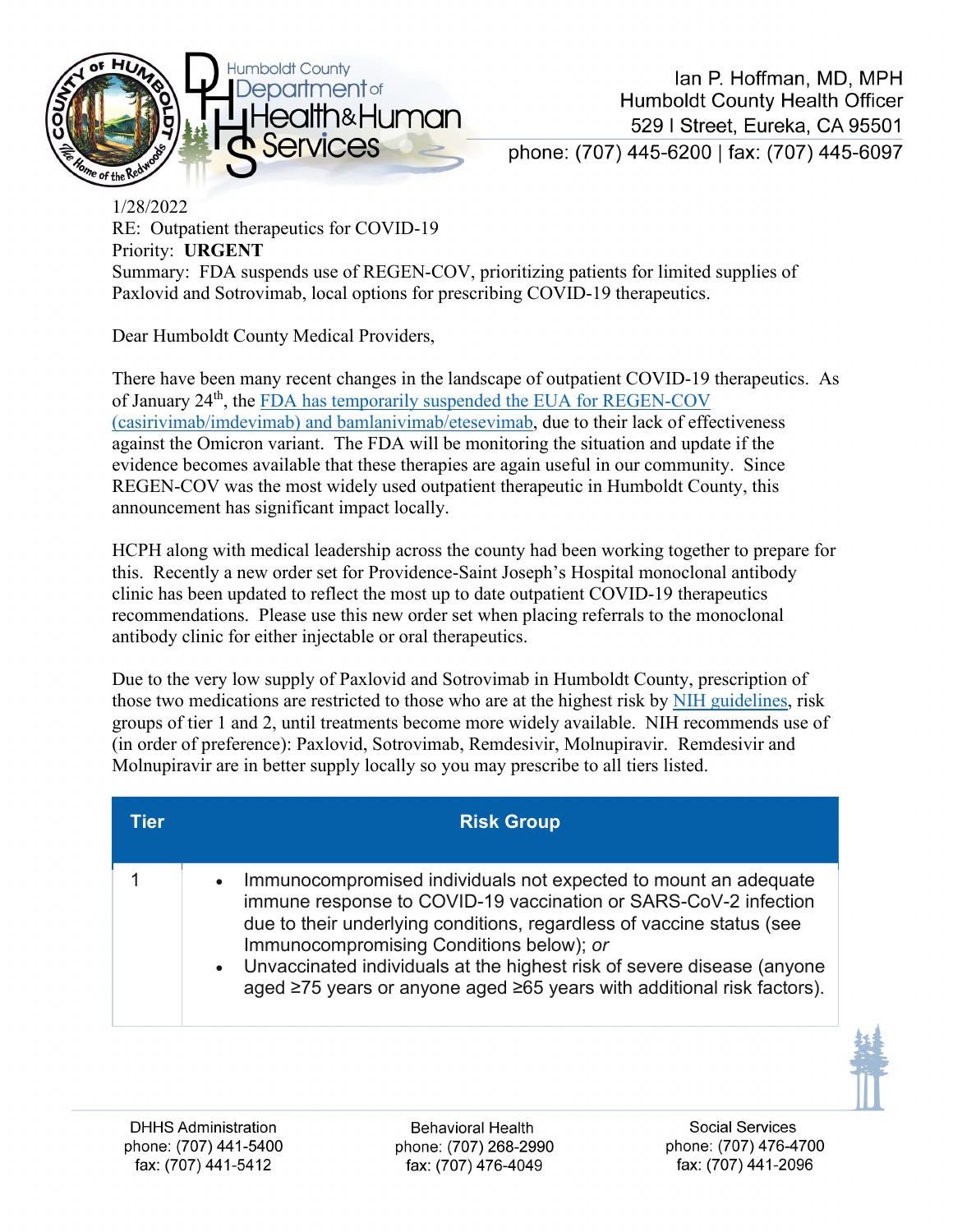Ian P. Hoffman, MD, MPH
Humboldt County Health Officer
529 I Street, Eureka, CA 95501
phone: (707) 445-6200 | fax: (707) 445-6097

1/28/2022
RE: Outpatient therapeutics for COVID-19
Priority: **URGENT**
Summary: FDA suspends use of REGEN-COV, prioritizing patients for limited supplies of Paxlovid and Sotrovimab, local options for prescribing COVID-19 therapeutics.

Dear Humboldt County Medical Providers,

There have been many recent changes in the landscape of outpatient COVID-19 therapeutics. As of January 24th, the FDA has temporarily suspended the EUA for REGEN-COV (casirivimab/imdevimab) and bamlanivimab/etesevimab, due to their lack of effectiveness against the Omicron variant. The FDA will be monitoring the situation and update if the evidence becomes available that these therapies are again useful in our community. Since REGEN-COV was the most widely used outpatient therapeutic in Humboldt County, this announcement has significant impact locally.

HCPH along with medical leadership across the county had been working together to prepare for this. Recently a new order set for Providence-Saint Joseph's Hospital monoclonal antibody clinic has been updated to reflect the most up to date outpatient COVID-19 therapeutics recommendations. Please use this new order set when placing referrals to the monoclonal antibody clinic for either injectable or oral therapeutics.

Due to the very low supply of Paxlovid and Sotrovimab in Humboldt County, prescription of those two medications are restricted to those who are at the highest risk by NIH guidelines, risk groups of tier 1 and 2, until treatments become more widely available. NIH recommends use of (in order of preference): Paxlovid, Sotrovimab, Remdesivir, Molnupiravir. Remdesivir and Molnupiravir are in better supply locally so you may prescribe to all tiers listed.

| Tier | Risk Group |
|---|---|
| 1 | • Immunocompromised individuals not expected to mount an adequate immune response to COVID-19 vaccination or SARS-CoV-2 infection due to their underlying conditions, regardless of vaccine status (see Immunocompromising Conditions below); *or*<br>• Unvaccinated individuals at the highest risk of severe disease (anyone aged ≥75 years or anyone aged ≥65 years with additional risk factors). |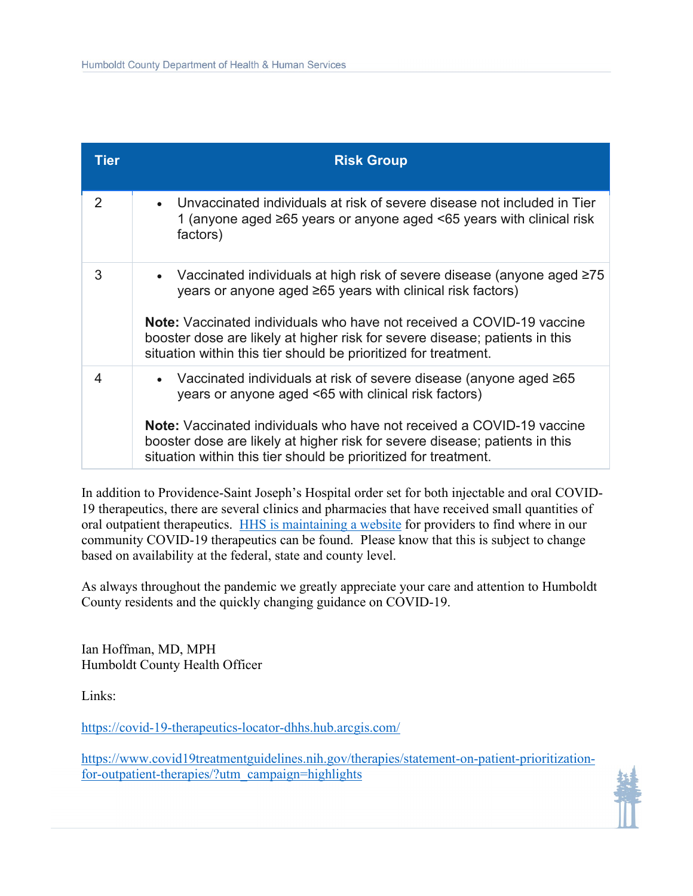| Tier | Risk Group |
|---|---|
| 2 | • Unvaccinated individuals at risk of severe disease not included in Tier 1 (anyone aged ≥65 years or anyone aged <65 years with clinical risk factors) |
| 3 | • Vaccinated individuals at high risk of severe disease (anyone aged ≥75 years or anyone aged ≥65 years with clinical risk factors)<br><br>**Note:** Vaccinated individuals who have not received a COVID-19 vaccine booster dose are likely at higher risk for severe disease; patients in this situation within this tier should be prioritized for treatment. |
| 4 | • Vaccinated individuals at risk of severe disease (anyone aged ≥65 years or anyone aged <65 with clinical risk factors)<br><br>**Note:** Vaccinated individuals who have not received a COVID-19 vaccine booster dose are likely at higher risk for severe disease; patients in this situation within this tier should be prioritized for treatment. |

In addition to Providence-Saint Joseph's Hospital order set for both injectable and oral COVID-19 therapeutics, there are several clinics and pharmacies that have received small quantities of oral outpatient therapeutics. [HHS is maintaining a website](https://covid-19-therapeutics-locator-dhhs.hub.arcgis.com/) for providers to find where in our community COVID-19 therapeutics can be found. Please know that this is subject to change based on availability at the federal, state and county level.

As always throughout the pandemic we greatly appreciate your care and attention to Humboldt County residents and the quickly changing guidance on COVID-19.

Ian Hoffman, MD, MPH
Humboldt County Health Officer

Links:

https://covid-19-therapeutics-locator-dhhs.hub.arcgis.com/

https://www.covid19treatmentguidelines.nih.gov/therapies/statement-on-patient-prioritization-for-outpatient-therapies/?utm_campaign=highlights